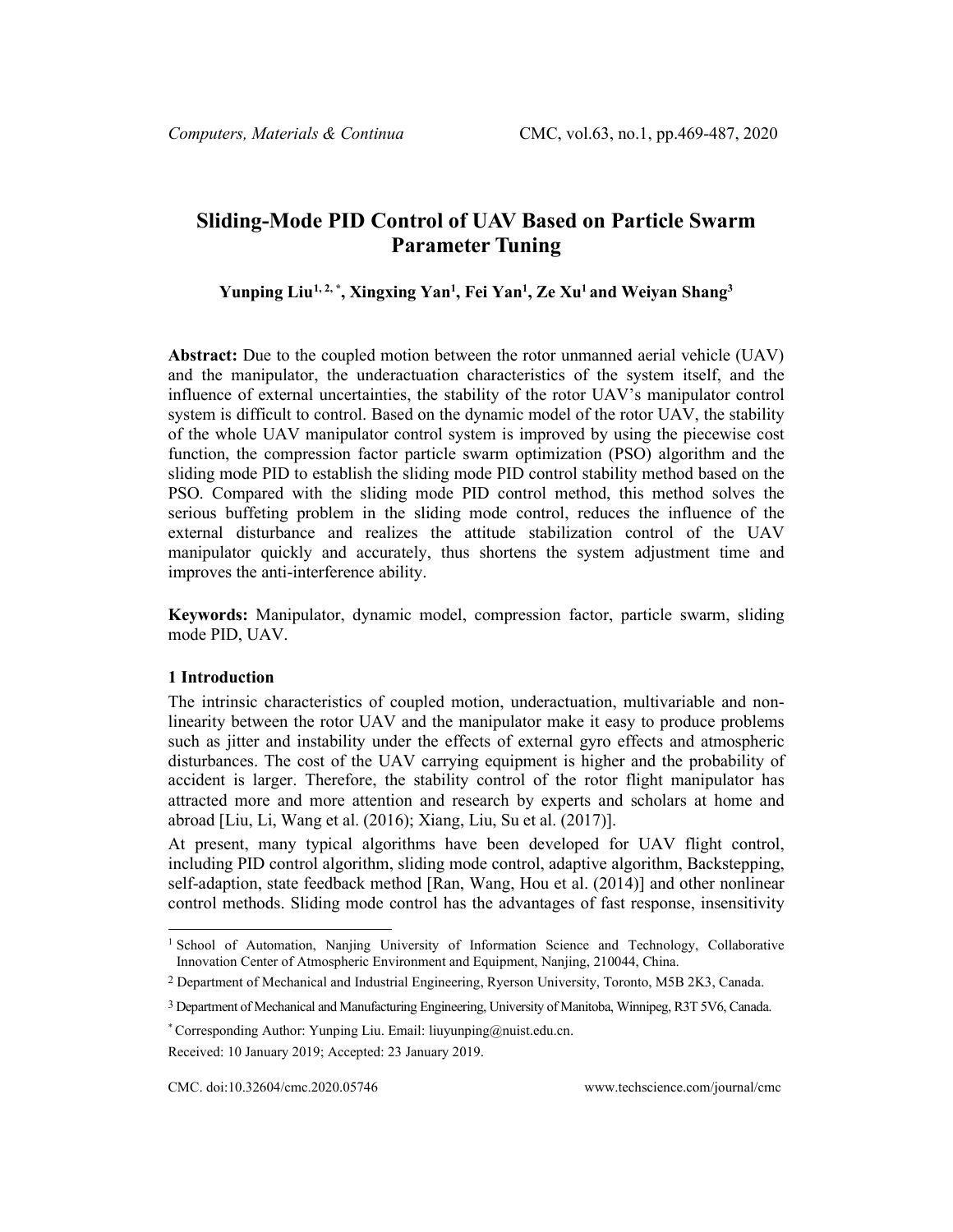# Sliding-Mode PID Control of UAV Based on Particle Swarm Parameter Tuning

**Yunping Liu[1, 2, *], Xingxing Yan[1], Fei Yan[1], Ze Xu[1] and Weiyan Shang[3]**

**Abstract:** Due to the coupled motion between the rotor unmanned aerial vehicle (UAV) and the manipulator, the underactuation characteristics of the system itself, and the influence of external uncertainties, the stability of the rotor UAV's manipulator control system is difficult to control. Based on the dynamic model of the rotor UAV, the stability of the whole UAV manipulator control system is improved by using the piecewise cost function, the compression factor particle swarm optimization (PSO) algorithm and the sliding mode PID to establish the sliding mode PID control stability method based on the PSO. Compared with the sliding mode PID control method, this method solves the serious buffeting problem in the sliding mode control, reduces the influence of the external disturbance and realizes the attitude stabilization control of the UAV manipulator quickly and accurately, thus shortens the system adjustment time and improves the anti-interference ability.

**Keywords:** Manipulator, dynamic model, compression factor, particle swarm, sliding mode PID, UAV.

## 1 Introduction

The intrinsic characteristics of coupled motion, underactuation, multivariable and non-linearity between the rotor UAV and the manipulator make it easy to produce problems such as jitter and instability under the effects of external gyro effects and atmospheric disturbances. The cost of the UAV carrying equipment is higher and the probability of accident is larger. Therefore, the stability control of the rotor flight manipulator has attracted more and more attention and research by experts and scholars at home and abroad [Liu, Li, Wang et al. (2016); Xiang, Liu, Su et al. (2017)].

At present, many typical algorithms have been developed for UAV flight control, including PID control algorithm, sliding mode control, adaptive algorithm, Backstepping, self-adaption, state feedback method [Ran, Wang, Hou et al. (2014)] and other nonlinear control methods. Sliding mode control has the advantages of fast response, insensitivity

---

[1] School of Automation, Nanjing University of Information Science and Technology, Collaborative Innovation Center of Atmospheric Environment and Equipment, Nanjing, 210044, China.

[2] Department of Mechanical and Industrial Engineering, Ryerson University, Toronto, M5B 2K3, Canada.

[3] Department of Mechanical and Manufacturing Engineering, University of Manitoba, Winnipeg, R3T 5V6, Canada.

[*] Corresponding Author: Yunping Liu. Email: liuyunping@nuist.edu.cn.

Received: 10 January 2019; Accepted: 23 January 2019.

CMC. doi:10.32604/cmc.2020.05746 www.techscience.com/journal/cmc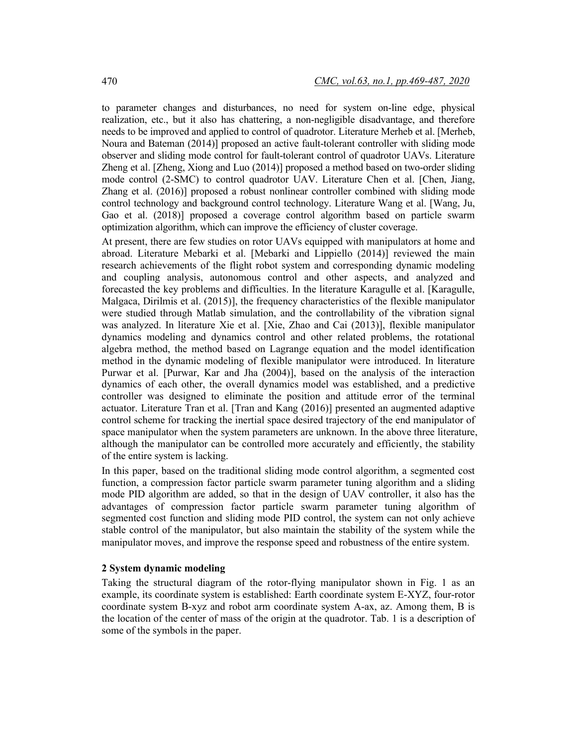to parameter changes and disturbances, no need for system on-line edge, physical realization, etc., but it also has chattering, a non-negligible disadvantage, and therefore needs to be improved and applied to control of quadrotor. Literature Merheb et al. [Merheb, Noura and Bateman (2014)] proposed an active fault-tolerant controller with sliding mode observer and sliding mode control for fault-tolerant control of quadrotor UAVs. Literature Zheng et al. [Zheng, Xiong and Luo (2014)] proposed a method based on two-order sliding mode control (2-SMC) to control quadrotor UAV. Literature Chen et al. [Chen, Jiang, Zhang et al. (2016)] proposed a robust nonlinear controller combined with sliding mode control technology and background control technology. Literature Wang et al. [Wang, Ju, Gao et al. (2018)] proposed a coverage control algorithm based on particle swarm optimization algorithm, which can improve the efficiency of cluster coverage.

At present, there are few studies on rotor UAVs equipped with manipulators at home and abroad. Literature Mebarki et al. [Mebarki and Lippiello (2014)] reviewed the main research achievements of the flight robot system and corresponding dynamic modeling and coupling analysis, autonomous control and other aspects, and analyzed and forecasted the key problems and difficulties. In the literature Karagulle et al. [Karagulle, Malgaca, Dirilmis et al. (2015)], the frequency characteristics of the flexible manipulator were studied through Matlab simulation, and the controllability of the vibration signal was analyzed. In literature Xie et al. [Xie, Zhao and Cai (2013)], flexible manipulator dynamics modeling and dynamics control and other related problems, the rotational algebra method, the method based on Lagrange equation and the model identification method in the dynamic modeling of flexible manipulator were introduced. In literature Purwar et al. [Purwar, Kar and Jha (2004)], based on the analysis of the interaction dynamics of each other, the overall dynamics model was established, and a predictive controller was designed to eliminate the position and attitude error of the terminal actuator. Literature Tran et al. [Tran and Kang (2016)] presented an augmented adaptive control scheme for tracking the inertial space desired trajectory of the end manipulator of space manipulator when the system parameters are unknown. In the above three literature, although the manipulator can be controlled more accurately and efficiently, the stability of the entire system is lacking.

In this paper, based on the traditional sliding mode control algorithm, a segmented cost function, a compression factor particle swarm parameter tuning algorithm and a sliding mode PID algorithm are added, so that in the design of UAV controller, it also has the advantages of compression factor particle swarm parameter tuning algorithm of segmented cost function and sliding mode PID control, the system can not only achieve stable control of the manipulator, but also maintain the stability of the system while the manipulator moves, and improve the response speed and robustness of the entire system.

## 2 System dynamic modeling

Taking the structural diagram of the rotor-flying manipulator shown in Fig. 1 as an example, its coordinate system is established: Earth coordinate system E-XYZ, four-rotor coordinate system B-xyz and robot arm coordinate system A-ax, az. Among them, B is the location of the center of mass of the origin at the quadrotor. Tab. 1 is a description of some of the symbols in the paper.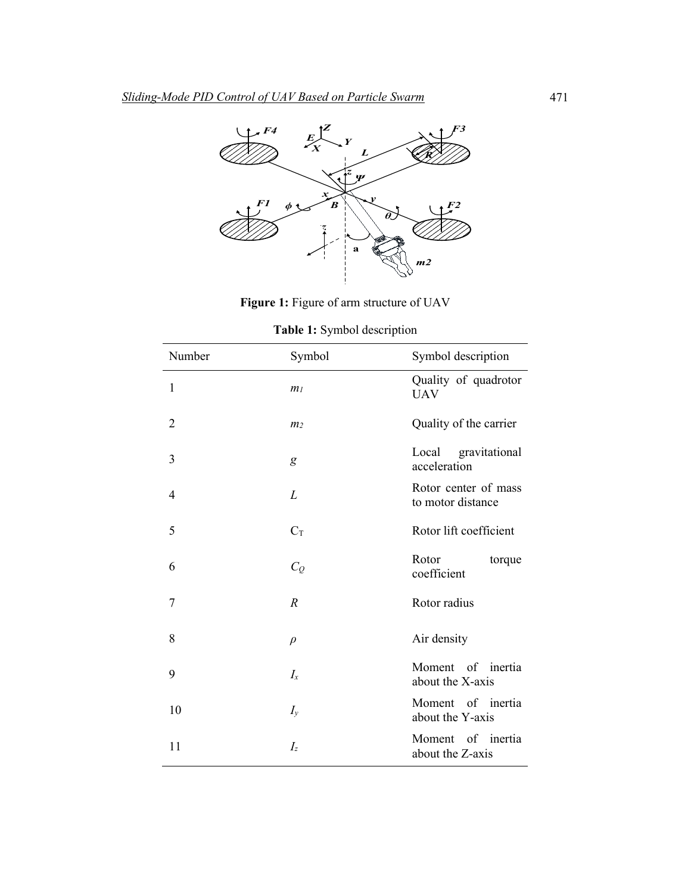**Figure 1:** Figure of arm structure of UAV

**Table 1:** Symbol description

| Number | Symbol | Symbol description |
|---|---|---|
| 1 | $m_1$ | Quality of quadrotor UAV |
| 2 | $m_2$ | Quality of the carrier |
| 3 | $g$ | Local gravitational acceleration |
| 4 | $L$ | Rotor center of mass to motor distance |
| 5 | $C_T$ | Rotor lift coefficient |
| 6 | $C_Q$ | Rotor torque coefficient |
| 7 | $R$ | Rotor radius |
| 8 | $\rho$ | Air density |
| 9 | $I_x$ | Moment of inertia about the X-axis |
| 10 | $I_y$ | Moment of inertia about the Y-axis |
| 11 | $I_z$ | Moment of inertia about the Z-axis |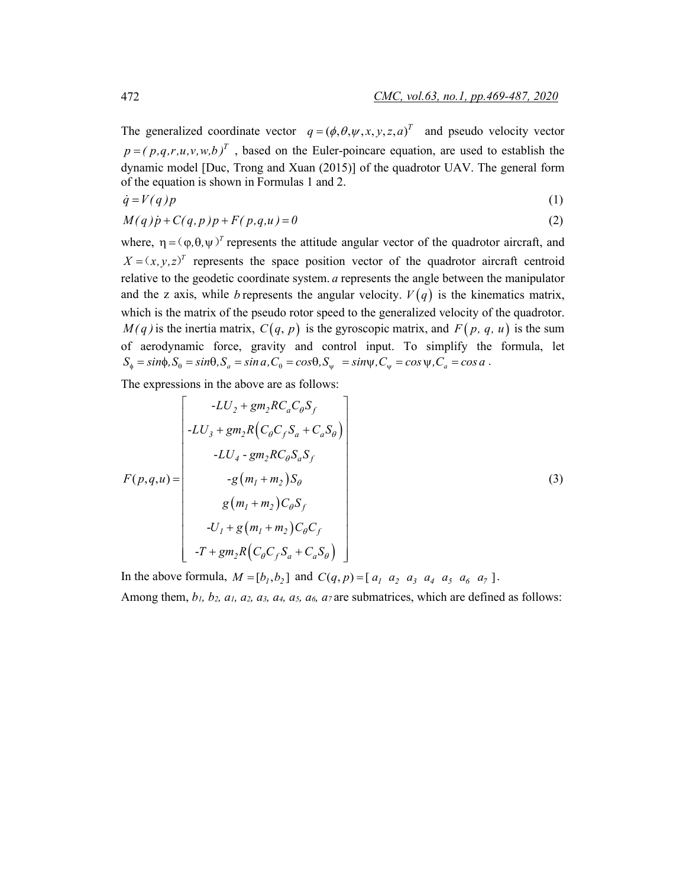The generalized coordinate vector $q = (\phi, \theta, \psi, x, y, z, a)^T$ and pseudo velocity vector $p = (p, q, r, u, v, w, b)^T$, based on the Euler-poincare equation, are used to establish the dynamic model [Duc, Trong and Xuan (2015)] of the quadrotor UAV. The general form of the equation is shown in Formulas 1 and 2.

$$\dot{q} = V(q)p \tag{1}$$

$$M(q)\dot{p} + C(q,p)p + F(p,q,u) = 0 \tag{2}$$

where, $\eta = (\varphi, \theta, \psi)^T$ represents the attitude angular vector of the quadrotor aircraft, and $X = (x, y, z)^T$ represents the space position vector of the quadrotor aircraft centroid relative to the geodetic coordinate system. $a$ represents the angle between the manipulator and the z axis, while $b$ represents the angular velocity. $V(q)$ is the kinematics matrix, which is the matrix of the pseudo rotor speed to the generalized velocity of the quadrotor. $M(q)$ is the inertia matrix, $C(q, p)$ is the gyroscopic matrix, and $F(p, q, u)$ is the sum of aerodynamic force, gravity and control input. To simplify the formula, let $S_\phi = \sin\phi, S_\theta = \sin\theta, S_a = \sin a, C_\theta = \cos\theta, S_\psi = \sin\psi, C_\psi = \cos\psi, C_a = \cos a$.

The expressions in the above are as follows:

$$F(p,q,u) = \begin{bmatrix} -LU_2 + gm_2RC_aC_\theta S_f \\ -LU_3 + gm_2R\left(C_\theta C_f S_a + C_a S_\theta\right) \\ -LU_4 - gm_2RC_\theta S_a S_f \\ -g\left(m_1 + m_2\right)S_\theta \\ g\left(m_1 + m_2\right)C_\theta S_f \\ -U_1 + g\left(m_1 + m_2\right)C_\theta C_f \\ -T + gm_2R\left(C_\theta C_f S_a + C_a S_\theta\right) \end{bmatrix} \tag{3}$$

In the above formula, $M = [b_1, b_2]$ and $C(q,p) = [\, a_1 \;\; a_2 \;\; a_3 \;\; a_4 \;\; a_5 \;\; a_6 \;\; a_7 \,]$.

Among them, $b_1, b_2, a_1, a_2, a_3, a_4, a_5, a_6, a_7$ are submatrices, which are defined as follows: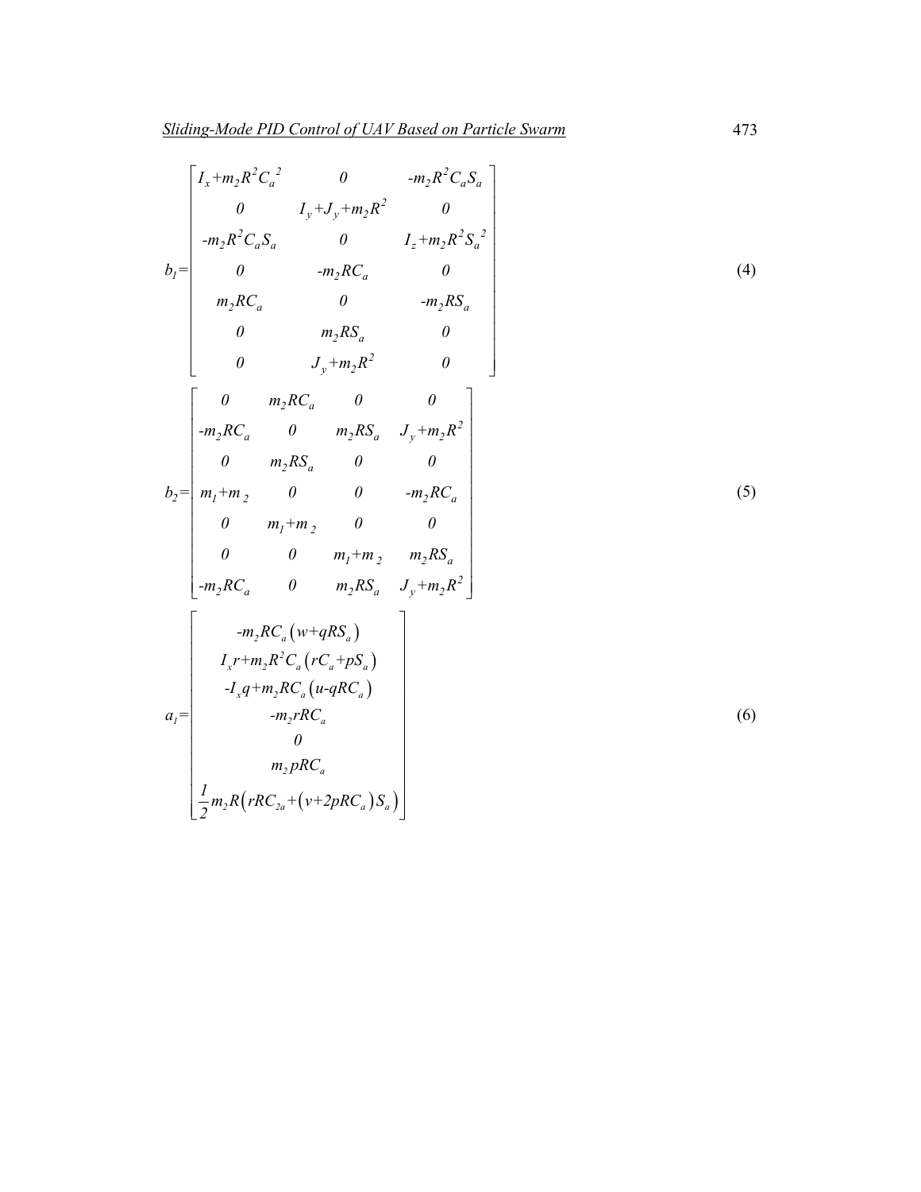$$
b_1=\begin{bmatrix}
I_x+m_2R^2C_a^{\ 2} & 0 & -m_2R^2C_aS_a \\
0 & I_y+J_y+m_2R^2 & 0 \\
-m_2R^2C_aS_a & 0 & I_z+m_2R^2S_a^{\ 2} \\
0 & -m_2RC_a & 0 \\
m_2RC_a & 0 & -m_2RS_a \\
0 & m_2RS_a & 0 \\
0 & J_y+m_2R^2 & 0
\end{bmatrix} \tag{4}
$$

$$
b_2=\begin{bmatrix}
0 & m_2RC_a & 0 & 0 \\
-m_2RC_a & 0 & m_2RS_a & J_y+m_2R^2 \\
0 & m_2RS_a & 0 & 0 \\
m_1+m_2 & 0 & 0 & -m_2RC_a \\
0 & m_1+m_2 & 0 & 0 \\
0 & 0 & m_1+m_2 & m_2RS_a \\
-m_2RC_a & 0 & m_2RS_a & J_y+m_2R^2
\end{bmatrix} \tag{5}
$$

$$
a_1=\begin{bmatrix}
-m_2RC_a\left(w+qRS_a\right) \\
I_xr+m_2R^2C_a\left(rC_a+pS_a\right) \\
-I_xq+m_2RC_a\left(u-qRC_a\right) \\
-m_2rRC_a \\
0 \\
m_2pRC_a \\
\dfrac{1}{2}m_2R\left(rRC_{2a}+\left(v+2pRC_a\right)S_a\right)
\end{bmatrix} \tag{6}
$$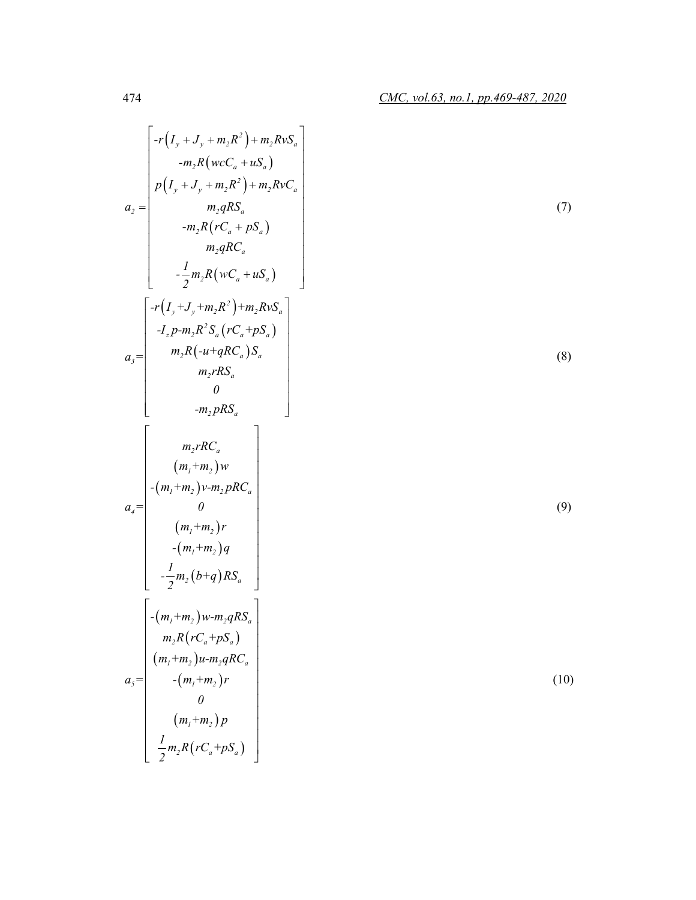$$a_2 = \begin{bmatrix} -r\left(I_y + J_y + m_2R^2\right) + m_2RvS_a \\ -m_2R\left(wcC_a + uS_a\right) \\ p\left(I_y + J_y + m_2R^2\right) + m_2RvC_a \\ m_2qRS_a \\ -m_2R\left(rC_a + pS_a\right) \\ m_2qRC_a \\ -\dfrac{1}{2}m_2R\left(wC_a + uS_a\right) \end{bmatrix} \tag{7}$$

$$a_3 = \begin{bmatrix} -r\left(I_y + J_y + m_2R^2\right) + m_2RvS_a \\ -I_z p - m_2R^2S_a\left(rC_a + pS_a\right) \\ m_2R\left(-u + qRC_a\right)S_a \\ m_2rRS_a \\ 0 \\ -m_2pRS_a \end{bmatrix} \tag{8}$$

$$a_4 = \begin{bmatrix} m_2rRC_a \\ \left(m_1 + m_2\right)w \\ -\left(m_1 + m_2\right)v - m_2pRC_a \\ 0 \\ \left(m_1 + m_2\right)r \\ -\left(m_1 + m_2\right)q \\ -\dfrac{1}{2}m_2\left(b + q\right)RS_a \end{bmatrix} \tag{9}$$

$$a_5 = \begin{bmatrix} -\left(m_1 + m_2\right)w - m_2qRS_a \\ m_2R\left(rC_a + pS_a\right) \\ \left(m_1 + m_2\right)u - m_2qRC_a \\ -\left(m_1 + m_2\right)r \\ 0 \\ \left(m_1 + m_2\right)p \\ \dfrac{1}{2}m_2R\left(rC_a + pS_a\right) \end{bmatrix} \tag{10}$$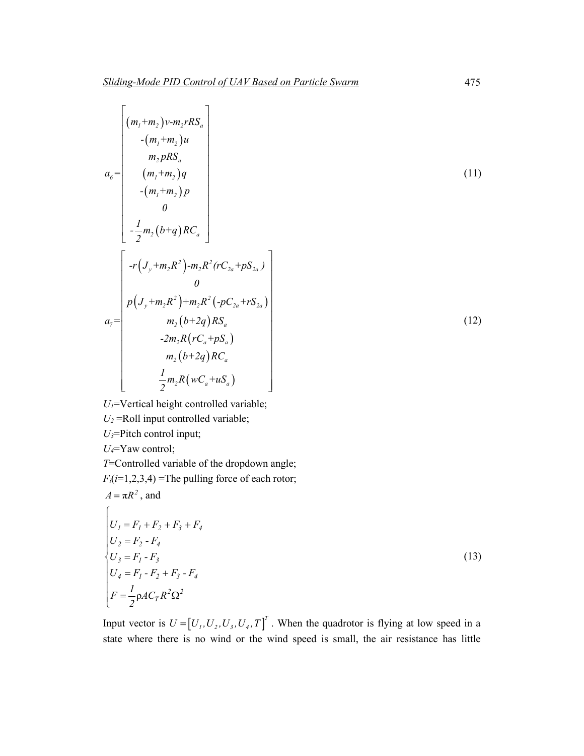$$a_6 = \begin{bmatrix} (m_1+m_2)v\text{-}m_2 rRS_a \\ -(m_1+m_2)u \\ m_2 pRS_a \\ (m_1+m_2)q \\ -(m_1+m_2)p \\ 0 \\ -\frac{1}{2}m_2(b+q)RC_a \end{bmatrix} \tag{11}$$

$$a_7 = \begin{bmatrix} -r(J_y+m_2R^2)\text{-}m_2R^2(rC_{2a}+pS_{2a}) \\ 0 \\ p(J_y+m_2R^2)+m_2R^2(-pC_{2a}+rS_{2a}) \\ m_2(b+2q)RS_a \\ -2m_2R(rC_a+pS_a) \\ m_2(b+2q)RC_a \\ \frac{1}{2}m_2R(wC_a+uS_a) \end{bmatrix} \tag{12}$$

$U_1$=Vertical height controlled variable;

$U_2$ =Roll input controlled variable;

$U_3$=Pitch control input;

$U_4$=Yaw control;

$T$=Controlled variable of the dropdown angle;

$F_i$($i$=1,2,3,4) =The pulling force of each rotor;

$A = \pi R^2$, and

$$\begin{cases} U_1 = F_1 + F_2 + F_3 + F_4 \\ U_2 = F_2 - F_4 \\ U_3 = F_1 - F_3 \\ U_4 = F_1 - F_2 + F_3 - F_4 \\ F = \frac{1}{2}\rho A C_T R^2 \Omega^2 \end{cases} \tag{13}$$

Input vector is $U = [U_1, U_2, U_3, U_4, T]^T$. When the quadrotor is flying at low speed in a state where there is no wind or the wind speed is small, the air resistance has little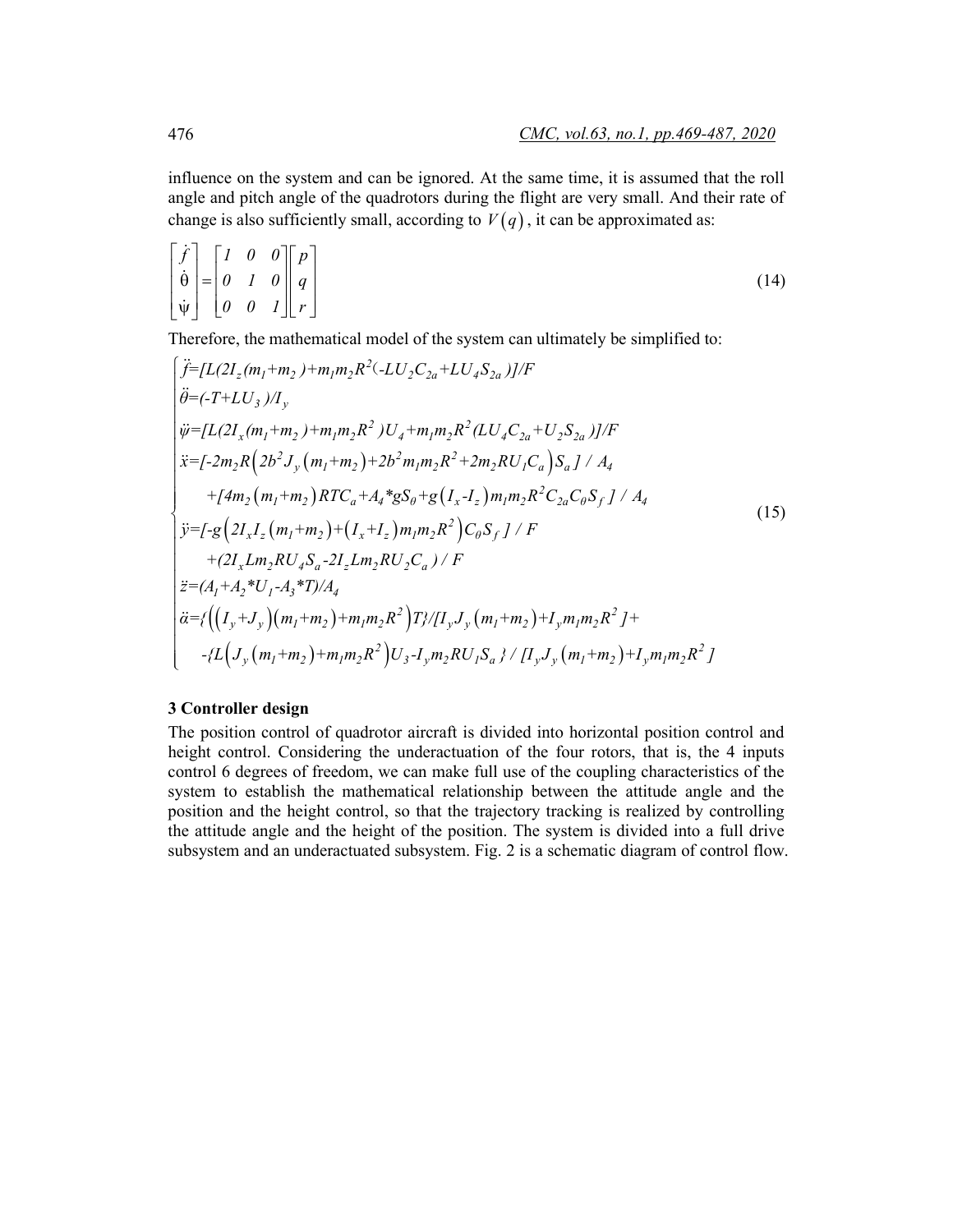influence on the system and can be ignored. At the same time, it is assumed that the roll angle and pitch angle of the quadrotors during the flight are very small. And their rate of change is also sufficiently small, according to $V(q)$, it can be approximated as:

$$\begin{bmatrix} \dot{f} \\ \dot{\theta} \\ \dot{\psi} \end{bmatrix} = \begin{bmatrix} 1 & 0 & 0 \\ 0 & 1 & 0 \\ 0 & 0 & 1 \end{bmatrix} \begin{bmatrix} p \\ q \\ r \end{bmatrix} \tag{14}$$

Therefore, the mathematical model of the system can ultimately be simplified to:

$$\begin{cases} \ddot{f} = [L(2I_z(m_1+m_2)+m_1m_2R^2(-LU_2C_{2a}+LU_4S_{2a})]/F \\ \ddot{\theta} = (-T+LU_3)/I_y \\ \ddot{\psi} = [L(2I_x(m_1+m_2)+m_1m_2R^2)U_4+m_1m_2R^2(LU_4C_{2a}+U_2S_{2a})]/F \\ \ddot{x} = [-2m_2R\left(2b^2J_y\left(m_1+m_2\right)+2b^2m_1m_2R^2+2m_2RU_1C_a\right)S_a]/A_4 \\ \quad +[4m_2\left(m_1+m_2\right)RTC_a+A_4*gS_\theta+g\left(I_x-I_z\right)m_1m_2R^2C_{2a}C_\theta S_f]/A_4 \\ \ddot{y} = [-g\left(2I_xI_z\left(m_1+m_2\right)+\left(I_x+I_z\right)m_1m_2R^2\right)C_\theta S_f]/F \\ \quad +(2I_xLm_2RU_4S_a-2I_zLm_2RU_2C_a)/F \\ \ddot{z} = (A_1+A_2*U_1-A_3*T)/A_4 \\ \ddot{\alpha} = \{\left(\left(I_y+J_y\right)\left(m_1+m_2\right)+m_1m_2R^2\right)T\}/[I_yJ_y\left(m_1+m_2\right)+I_ym_1m_2R^2]+ \\ \quad -\{L\left(J_y\left(m_1+m_2\right)+m_1m_2R^2\right)U_3-I_ym_2RU_1S_a\}/[I_yJ_y\left(m_1+m_2\right)+I_ym_1m_2R^2] \end{cases} \tag{15}$$

## 3 Controller design

The position control of quadrotor aircraft is divided into horizontal position control and height control. Considering the underactuation of the four rotors, that is, the 4 inputs control 6 degrees of freedom, we can make full use of the coupling characteristics of the system to establish the mathematical relationship between the attitude angle and the position and the height control, so that the trajectory tracking is realized by controlling the attitude angle and the height of the position. The system is divided into a full drive subsystem and an underactuated subsystem. Fig. 2 is a schematic diagram of control flow.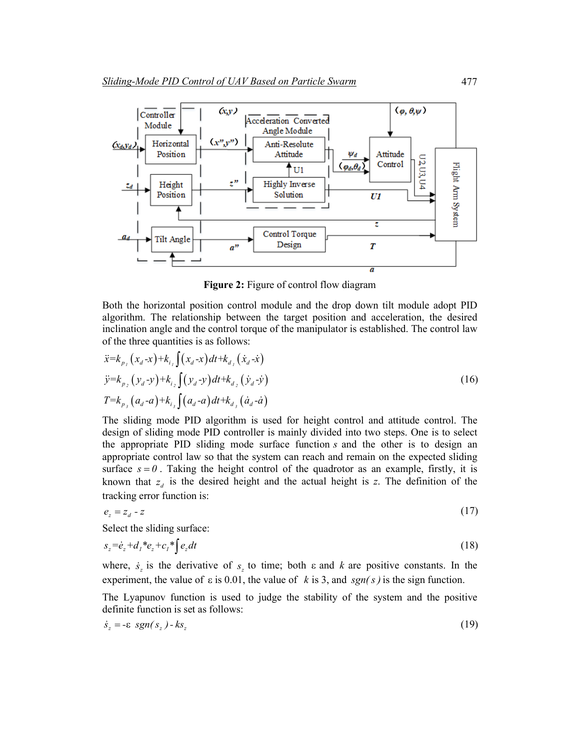**Figure 2:** Figure of control flow diagram

Both the horizontal position control module and the drop down tilt module adopt PID algorithm. The relationship between the target position and acceleration, the desired inclination angle and the control torque of the manipulator is established. The control law of the three quantities is as follows:

$$
\begin{aligned}
\ddot{x} &= k_{p_1}(x_d - x) + k_{i_1}\int (x_d - x)dt + k_{d_1}(\dot{x}_d - \dot{x}) \\
\ddot{y} &= k_{p_2}(y_d - y) + k_{i_2}\int (y_d - y)dt + k_{d_2}(\dot{y}_d - \dot{y}) \\
T &= k_{p_3}(a_d - a) + k_{i_3}\int (a_d - a)dt + k_{d_3}(\dot{a}_d - \dot{a})
\end{aligned} \tag{16}
$$

The sliding mode PID algorithm is used for height control and attitude control. The design of sliding mode PID controller is mainly divided into two steps. One is to select the appropriate PID sliding mode surface function $s$ and the other is to design an appropriate control law so that the system can reach and remain on the expected sliding surface $s = 0$. Taking the height control of the quadrotor as an example, firstly, it is known that $z_d$ is the desired height and the actual height is $z$. The definition of the tracking error function is:

$$e_z = z_d - z \tag{17}$$

Select the sliding surface:

$$s_z = \dot{e}_z + d_1 * e_z + c_1 * \int e_z dt \tag{18}$$

where, $\dot{s}_z$ is the derivative of $s_z$ to time; both ε and $k$ are positive constants. In the experiment, the value of ε is 0.01, the value of $k$ is 3, and $sgn(s)$ is the sign function.

The Lyapunov function is used to judge the stability of the system and the positive definite function is set as follows:

$$\dot{s}_z = -\varepsilon \ sgn(s_z) - ks_z \tag{19}$$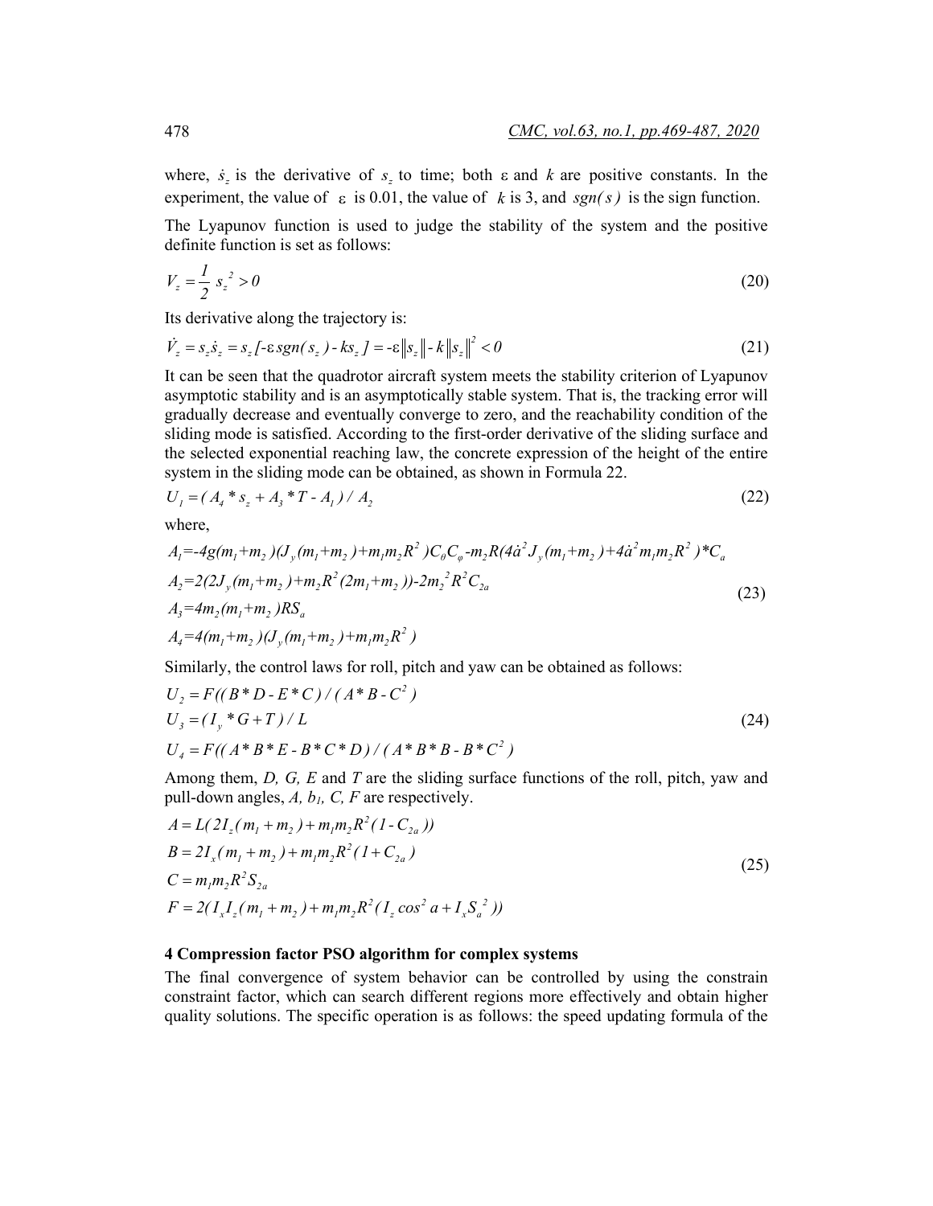where, $\dot{s}_z$ is the derivative of $s_z$ to time; both $\varepsilon$ and $k$ are positive constants. In the experiment, the value of $\varepsilon$ is 0.01, the value of $k$ is 3, and $sgn(s)$ is the sign function.

The Lyapunov function is used to judge the stability of the system and the positive definite function is set as follows:

$$V_z = \frac{1}{2} s_z^{\,2} > 0 \tag{20}$$

Its derivative along the trajectory is:

$$\dot{V}_z = s_z \dot{s}_z = s_z[-\varepsilon sgn(s_z) - ks_z] = -\varepsilon\|s_z\| - k\|s_z\|^2 < 0 \tag{21}$$

It can be seen that the quadrotor aircraft system meets the stability criterion of Lyapunov asymptotic stability and is an asymptotically stable system. That is, the tracking error will gradually decrease and eventually converge to zero, and the reachability condition of the sliding mode is satisfied. According to the first-order derivative of the sliding surface and the selected exponential reaching law, the concrete expression of the height of the entire system in the sliding mode can be obtained, as shown in Formula 22.

$$U_1 = (A_4 * s_z + A_3 * T - A_1) / A_2 \tag{22}$$

where,

$$\begin{aligned}
&A_1 = -4g(m_1+m_2)(J_y(m_1+m_2)+m_1m_2R^2)C_\theta C_\varphi - m_2R(4\dot{a}^2J_y(m_1+m_2)+4\dot{a}^2m_1m_2R^2)*C_a \\
&A_2 = 2(2J_y(m_1+m_2)+m_2R^2(2m_1+m_2)) - 2m_2^{\,2}R^2C_{2a} \\
&A_3 = 4m_2(m_1+m_2)RS_a \\
&A_4 = 4(m_1+m_2)(J_y(m_1+m_2)+m_1m_2R^2)
\end{aligned} \tag{23}$$

Similarly, the control laws for roll, pitch and yaw can be obtained as follows:

$$\begin{aligned}
&U_2 = F((B*D - E*C)/(A*B - C^2) \\
&U_3 = (I_y * G + T)/L \\
&U_4 = F((A*B*E - B*C*D)/(A*B*B - B*C^2)
\end{aligned} \tag{24}$$

Among them, $D$, $G$, $E$ and $T$ are the sliding surface functions of the roll, pitch, yaw and pull-down angles, $A$, $b_1$, $C$, $F$ are respectively.

$$\begin{aligned}
&A = L(2I_z(m_1+m_2) + m_1m_2R^2(1 - C_{2a})) \\
&B = 2I_x(m_1+m_2) + m_1m_2R^2(1 + C_{2a}) \\
&C = m_1m_2R^2S_{2a} \\
&F = 2(I_xI_z(m_1+m_2) + m_1m_2R^2(I_z\cos^2 a + I_xS_a^{\,2}))
\end{aligned} \tag{25}$$

## 4 Compression factor PSO algorithm for complex systems

The final convergence of system behavior can be controlled by using the constrain constraint factor, which can search different regions more effectively and obtain higher quality solutions. The specific operation is as follows: the speed updating formula of the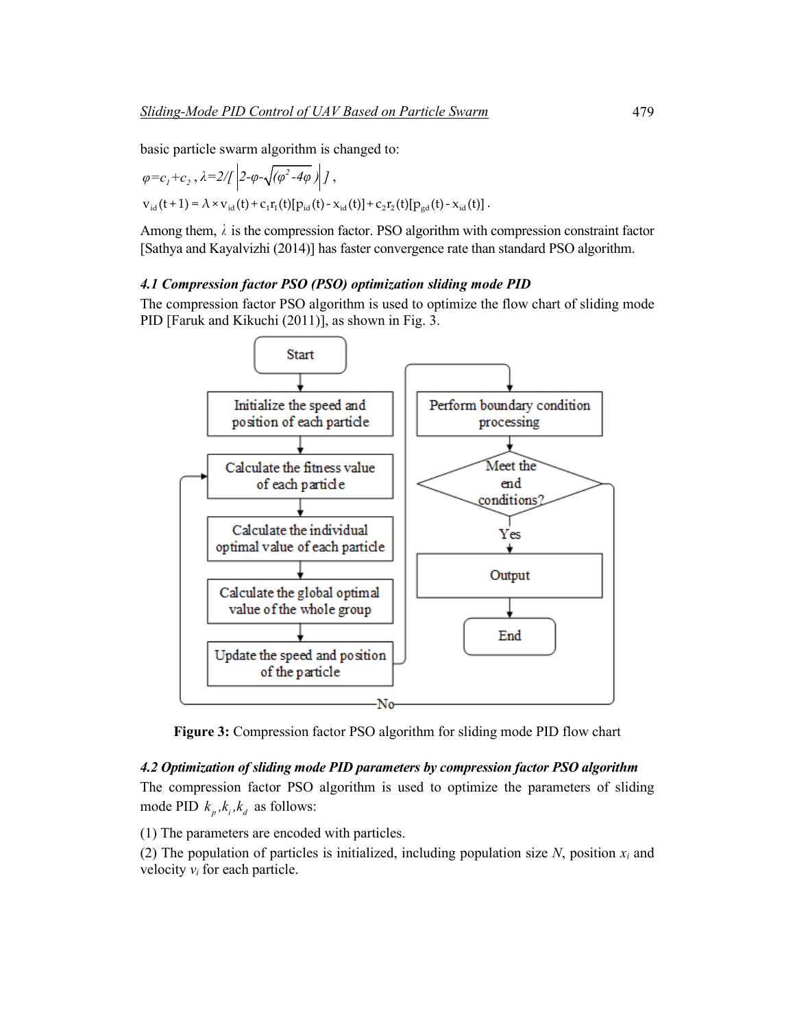basic particle swarm algorithm is changed to:

$\varphi = c_1 + c_2$ , $\lambda = 2/[\left|2 - \varphi - \sqrt{(\varphi^2 - 4\varphi)}\right|]$ ,

$v_{id}(t+1) = \lambda \times v_{id}(t) + c_1 r_1(t)[p_{id}(t) - x_{id}(t)] + c_2 r_2(t)[p_{gd}(t) - x_{id}(t)]$ .

Among them, $\lambda$ is the compression factor. PSO algorithm with compression constraint factor [Sathya and Kayalvizhi (2014)] has faster convergence rate than standard PSO algorithm.

### *4.1 Compression factor PSO (PSO) optimization sliding mode PID*

The compression factor PSO algorithm is used to optimize the flow chart of sliding mode PID [Faruk and Kikuchi (2011)], as shown in Fig. 3.

**Figure 3:** Compression factor PSO algorithm for sliding mode PID flow chart

### *4.2 Optimization of sliding mode PID parameters by compression factor PSO algorithm*

The compression factor PSO algorithm is used to optimize the parameters of sliding mode PID $k_p, k_i, k_d$ as follows:

(1) The parameters are encoded with particles.

(2) The population of particles is initialized, including population size $N$, position $x_i$ and velocity $v_i$ for each particle.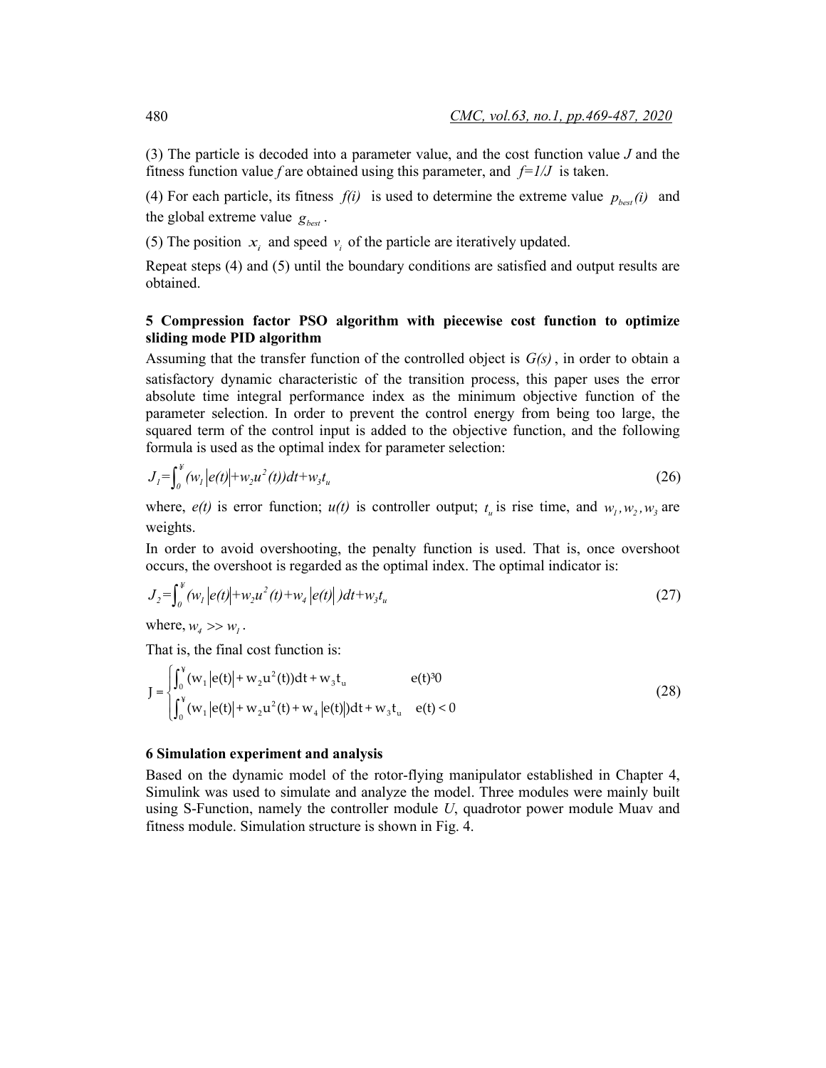(3) The particle is decoded into a parameter value, and the cost function value $J$ and the fitness function value $f$ are obtained using this parameter, and $f=1/J$ is taken.

(4) For each particle, its fitness $f(i)$ is used to determine the extreme value $p_{best}(i)$ and the global extreme value $g_{best}$.

(5) The position $x_i$ and speed $v_i$ of the particle are iteratively updated.

Repeat steps (4) and (5) until the boundary conditions are satisfied and output results are obtained.

## 5 Compression factor PSO algorithm with piecewise cost function to optimize sliding mode PID algorithm

Assuming that the transfer function of the controlled object is $G(s)$, in order to obtain a satisfactory dynamic characteristic of the transition process, this paper uses the error absolute time integral performance index as the minimum objective function of the parameter selection. In order to prevent the control energy from being too large, the squared term of the control input is added to the objective function, and the following formula is used as the optimal index for parameter selection:

$$J_1=\int_0^{\infty}(w_1|e(t)|+w_2u^2(t))dt+w_3t_u \tag{26}$$

where, $e(t)$ is error function; $u(t)$ is controller output; $t_u$ is rise time, and $w_1, w_2, w_3$ are weights.

In order to avoid overshooting, the penalty function is used. That is, once overshoot occurs, the overshoot is regarded as the optimal index. The optimal indicator is:

$$J_2=\int_0^{\infty}(w_1|e(t)|+w_2u^2(t)+w_4|e(t)|)dt+w_3t_u \tag{27}$$

where, $w_4 >> w_1$.

That is, the final cost function is:

$$J=\begin{cases}\int_0^{\infty}(w_1|e(t)|+w_2u^2(t))dt+w_3t_u & e(t)\geq 0\\ \int_0^{\infty}(w_1|e(t)|+w_2u^2(t)+w_4|e(t)|)dt+w_3t_u & e(t)<0\end{cases} \tag{28}$$

### 6 Simulation experiment and analysis

Based on the dynamic model of the rotor-flying manipulator established in Chapter 4, Simulink was used to simulate and analyze the model. Three modules were mainly built using S-Function, namely the controller module $U$, quadrotor power module Muav and fitness module. Simulation structure is shown in Fig. 4.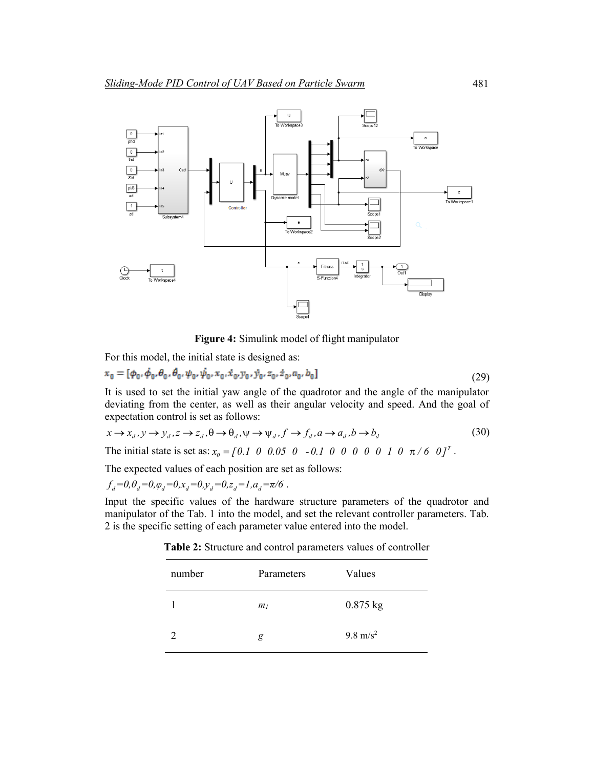**Figure 4:** Simulink model of flight manipulator

For this model, the initial state is designed as:

$$x_0 = [\phi_0, \dot{\phi}_0, \theta_0, \dot{\theta}_0, \psi_0, \dot{\psi}_0, x_0, \dot{x}_0, y_0, \dot{y}_0, z_0, \dot{z}_0, a_0, b_0] \tag{29}$$

It is used to set the initial yaw angle of the quadrotor and the angle of the manipulator deviating from the center, as well as their angular velocity and speed. And the goal of expectation control is set as follows:

$$x \to x_d, y \to y_d, z \to z_d, \theta \to \theta_d, \psi \to \psi_d, f \to f_d, a \to a_d, b \to b_d \tag{30}$$

The initial state is set as: $x_0 = [0.1\ \ 0\ \ 0.05\ \ 0\ \ -0.1\ \ 0\ \ 0\ \ 0\ \ 0\ \ 0\ \ 1\ \ 0\ \ \pi/6\ \ 0]^T$.

The expected values of each position are set as follows:

$f_d=0, \theta_d=0, \varphi_d=0, x_d=0, y_d=0, z_d=1, a_d=\pi/6$.

Input the specific values of the hardware structure parameters of the quadrotor and manipulator of the Tab. 1 into the model, and set the relevant controller parameters. Tab. 2 is the specific setting of each parameter value entered into the model.

**Table 2:** Structure and control parameters values of controller

| number | Parameters | Values |
|---|---|---|
| 1 | $m_1$ | 0.875 kg |
| 2 | $g$ | 9.8 m/s$^2$ |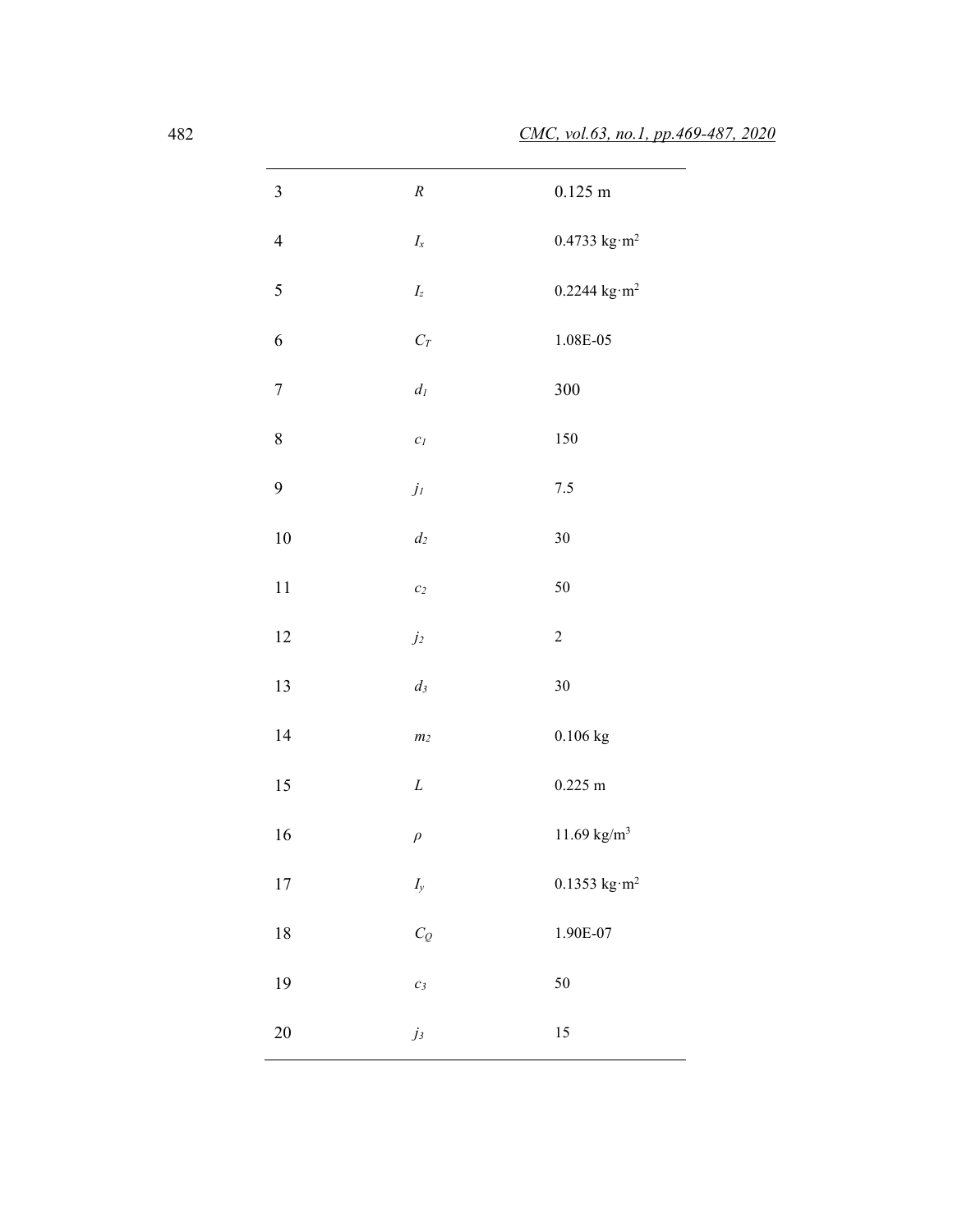| | | |
|---|---|---|
| 3 | $R$ | 0.125 m |
| 4 | $I_x$ | 0.4733 kg·m$^2$ |
| 5 | $I_z$ | 0.2244 kg·m$^2$ |
| 6 | $C_T$ | 1.08E-05 |
| 7 | $d_1$ | 300 |
| 8 | $c_1$ | 150 |
| 9 | $j_1$ | 7.5 |
| 10 | $d_2$ | 30 |
| 11 | $c_2$ | 50 |
| 12 | $j_2$ | 2 |
| 13 | $d_3$ | 30 |
| 14 | $m_2$ | 0.106 kg |
| 15 | $L$ | 0.225 m |
| 16 | $\rho$ | 11.69 kg/m$^3$ |
| 17 | $I_y$ | 0.1353 kg·m$^2$ |
| 18 | $C_Q$ | 1.90E-07 |
| 19 | $c_3$ | 50 |
| 20 | $j_3$ | 15 |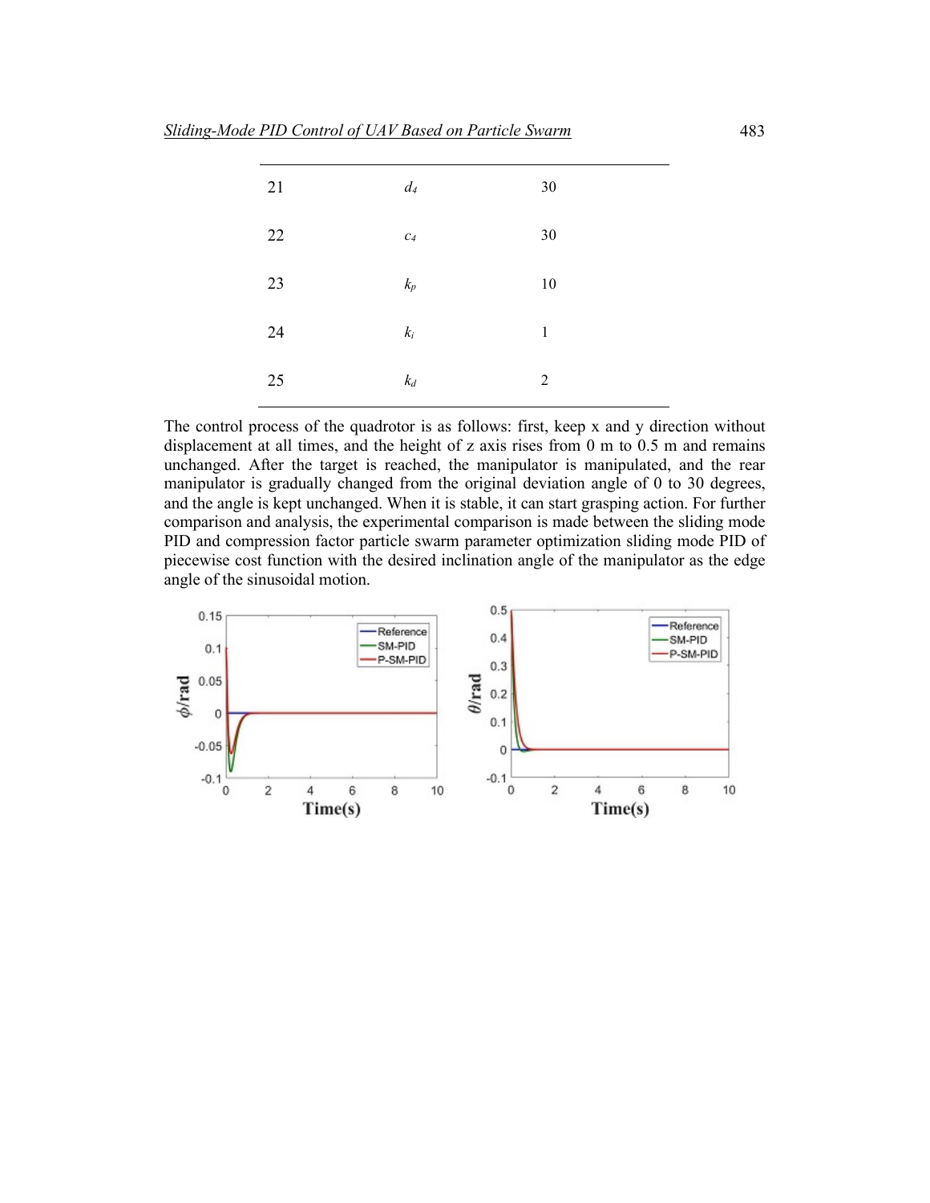| | | |
|---|---|---|
| 21 | $d_4$ | 30 |
| 22 | $c_4$ | 30 |
| 23 | $k_p$ | 10 |
| 24 | $k_i$ | 1 |
| 25 | $k_d$ | 2 |

The control process of the quadrotor is as follows: first, keep x and y direction without displacement at all times, and the height of z axis rises from 0 m to 0.5 m and remains unchanged. After the target is reached, the manipulator is manipulated, and the rear manipulator is gradually changed from the original deviation angle of 0 to 30 degrees, and the angle is kept unchanged. When it is stable, it can start grasping action. For further comparison and analysis, the experimental comparison is made between the sliding mode PID and compression factor particle swarm parameter optimization sliding mode PID of piecewise cost function with the desired inclination angle of the manipulator as the edge angle of the sinusoidal motion.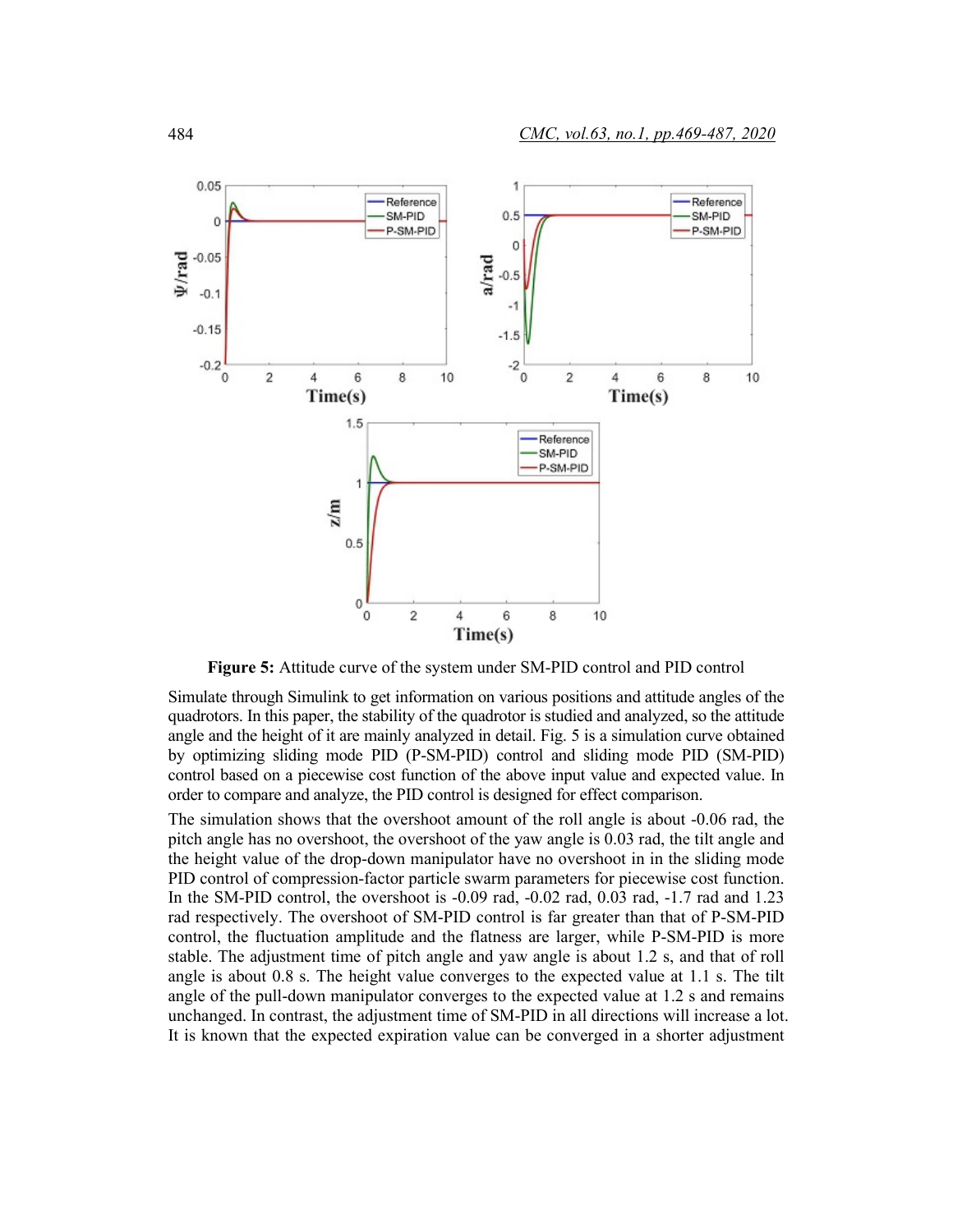**Figure 5:** Attitude curve of the system under SM-PID control and PID control

Simulate through Simulink to get information on various positions and attitude angles of the quadrotors. In this paper, the stability of the quadrotor is studied and analyzed, so the attitude angle and the height of it are mainly analyzed in detail. Fig. 5 is a simulation curve obtained by optimizing sliding mode PID (P-SM-PID) control and sliding mode PID (SM-PID) control based on a piecewise cost function of the above input value and expected value. In order to compare and analyze, the PID control is designed for effect comparison.

The simulation shows that the overshoot amount of the roll angle is about -0.06 rad, the pitch angle has no overshoot, the overshoot of the yaw angle is 0.03 rad, the tilt angle and the height value of the drop-down manipulator have no overshoot in in the sliding mode PID control of compression-factor particle swarm parameters for piecewise cost function. In the SM-PID control, the overshoot is -0.09 rad, -0.02 rad, 0.03 rad, -1.7 rad and 1.23 rad respectively. The overshoot of SM-PID control is far greater than that of P-SM-PID control, the fluctuation amplitude and the flatness are larger, while P-SM-PID is more stable. The adjustment time of pitch angle and yaw angle is about 1.2 s, and that of roll angle is about 0.8 s. The height value converges to the expected value at 1.1 s. The tilt angle of the pull-down manipulator converges to the expected value at 1.2 s and remains unchanged. In contrast, the adjustment time of SM-PID in all directions will increase a lot. It is known that the expected expiration value can be converged in a shorter adjustment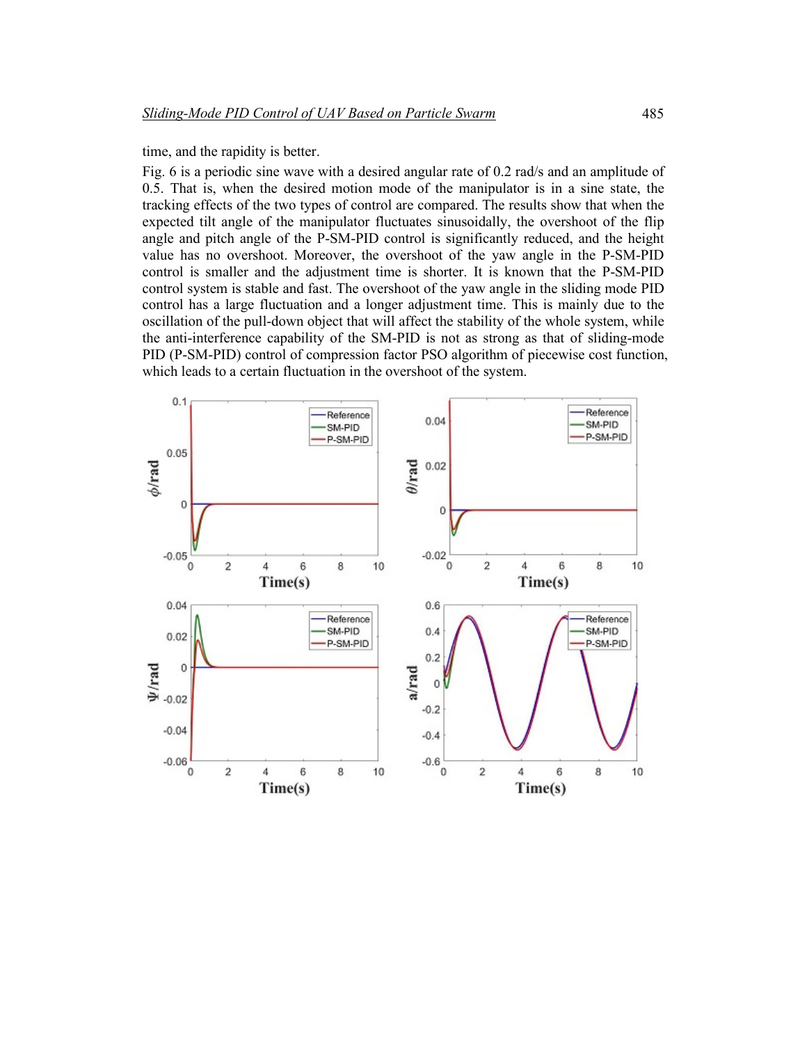time, and the rapidity is better.

Fig. 6 is a periodic sine wave with a desired angular rate of 0.2 rad/s and an amplitude of 0.5. That is, when the desired motion mode of the manipulator is in a sine state, the tracking effects of the two types of control are compared. The results show that when the expected tilt angle of the manipulator fluctuates sinusoidally, the overshoot of the flip angle and pitch angle of the P-SM-PID control is significantly reduced, and the height value has no overshoot. Moreover, the overshoot of the yaw angle in the P-SM-PID control is smaller and the adjustment time is shorter. It is known that the P-SM-PID control system is stable and fast. The overshoot of the yaw angle in the sliding mode PID control has a large fluctuation and a longer adjustment time. This is mainly due to the oscillation of the pull-down object that will affect the stability of the whole system, while the anti-interference capability of the SM-PID is not as strong as that of sliding-mode PID (P-SM-PID) control of compression factor PSO algorithm of piecewise cost function, which leads to a certain fluctuation in the overshoot of the system.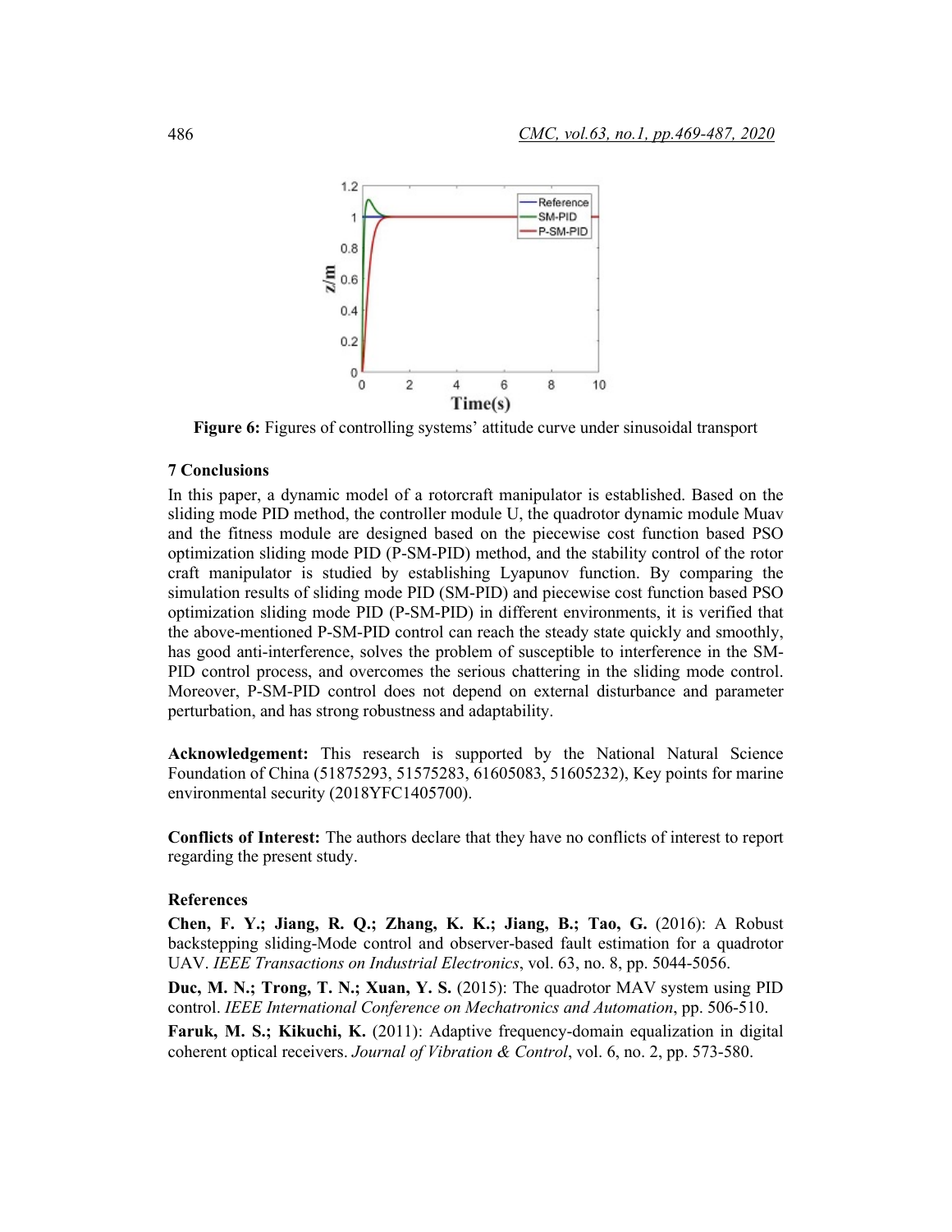**Figure 6:** Figures of controlling systems' attitude curve under sinusoidal transport

## 7 Conclusions

In this paper, a dynamic model of a rotorcraft manipulator is established. Based on the sliding mode PID method, the controller module U, the quadrotor dynamic module Muav and the fitness module are designed based on the piecewise cost function based PSO optimization sliding mode PID (P-SM-PID) method, and the stability control of the rotor craft manipulator is studied by establishing Lyapunov function. By comparing the simulation results of sliding mode PID (SM-PID) and piecewise cost function based PSO optimization sliding mode PID (P-SM-PID) in different environments, it is verified that the above-mentioned P-SM-PID control can reach the steady state quickly and smoothly, has good anti-interference, solves the problem of susceptible to interference in the SM-PID control process, and overcomes the serious chattering in the sliding mode control. Moreover, P-SM-PID control does not depend on external disturbance and parameter perturbation, and has strong robustness and adaptability.

**Acknowledgement:** This research is supported by the National Natural Science Foundation of China (51875293, 51575283, 61605083, 51605232), Key points for marine environmental security (2018YFC1405700).

**Conflicts of Interest:** The authors declare that they have no conflicts of interest to report regarding the present study.

## References

**Chen, F. Y.; Jiang, R. Q.; Zhang, K. K.; Jiang, B.; Tao, G.** (2016): A Robust backstepping sliding-Mode control and observer-based fault estimation for a quadrotor UAV. *IEEE Transactions on Industrial Electronics*, vol. 63, no. 8, pp. 5044-5056.

**Duc, M. N.; Trong, T. N.; Xuan, Y. S.** (2015): The quadrotor MAV system using PID control. *IEEE International Conference on Mechatronics and Automation*, pp. 506-510.

**Faruk, M. S.; Kikuchi, K.** (2011): Adaptive frequency-domain equalization in digital coherent optical receivers. *Journal of Vibration & Control*, vol. 6, no. 2, pp. 573-580.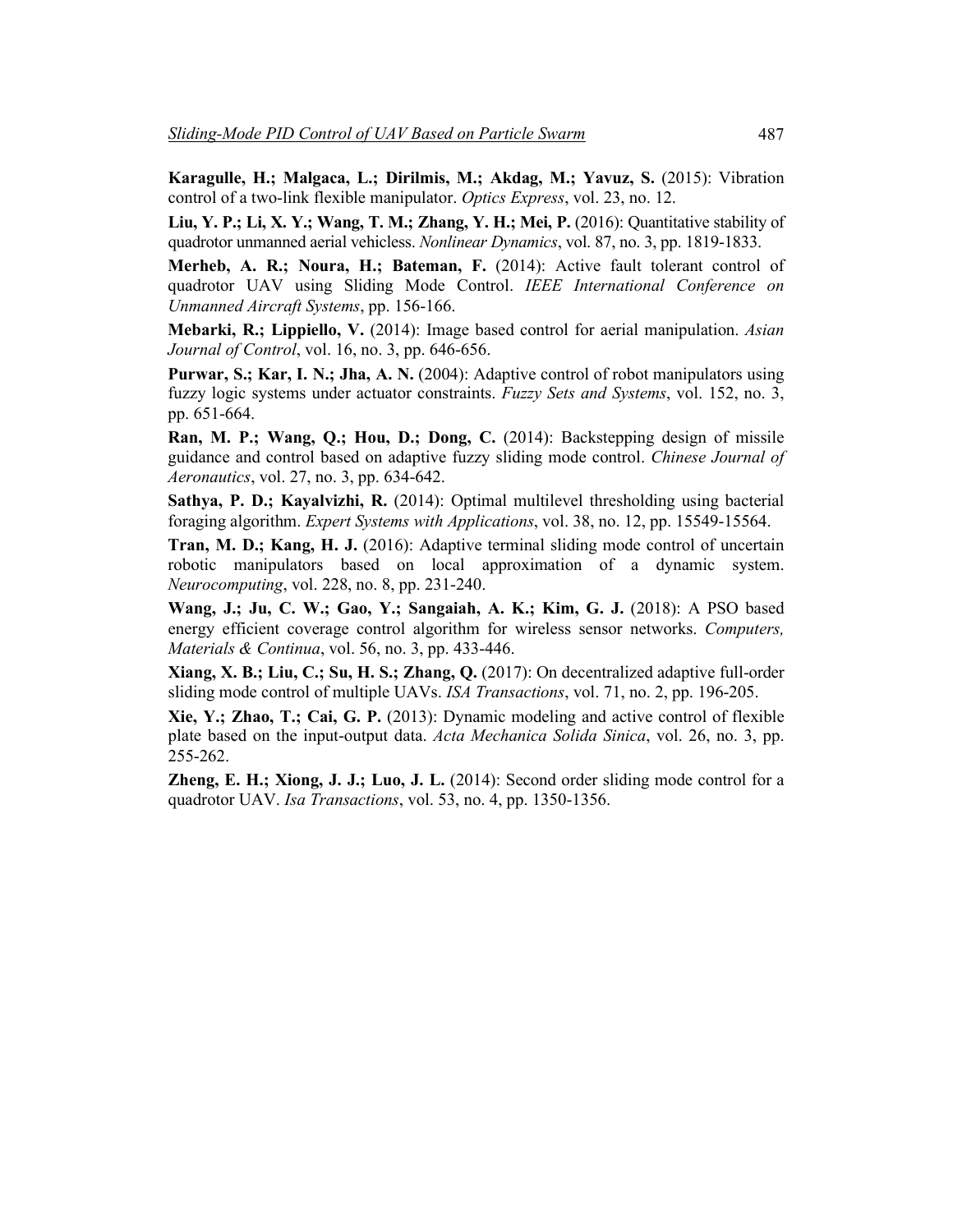**Karagulle, H.; Malgaca, L.; Dirilmis, M.; Akdag, M.; Yavuz, S.** (2015): Vibration control of a two-link flexible manipulator. *Optics Express*, vol. 23, no. 12.

**Liu, Y. P.; Li, X. Y.; Wang, T. M.; Zhang, Y. H.; Mei, P.** (2016): Quantitative stability of quadrotor unmanned aerial vehicless. *Nonlinear Dynamics*, vol. 87, no. 3, pp. 1819-1833.

**Merheb, A. R.; Noura, H.; Bateman, F.** (2014): Active fault tolerant control of quadrotor UAV using Sliding Mode Control. *IEEE International Conference on Unmanned Aircraft Systems*, pp. 156-166.

**Mebarki, R.; Lippiello, V.** (2014): Image based control for aerial manipulation. *Asian Journal of Control*, vol. 16, no. 3, pp. 646-656.

**Purwar, S.; Kar, I. N.; Jha, A. N.** (2004): Adaptive control of robot manipulators using fuzzy logic systems under actuator constraints. *Fuzzy Sets and Systems*, vol. 152, no. 3, pp. 651-664.

**Ran, M. P.; Wang, Q.; Hou, D.; Dong, C.** (2014): Backstepping design of missile guidance and control based on adaptive fuzzy sliding mode control. *Chinese Journal of Aeronautics*, vol. 27, no. 3, pp. 634-642.

**Sathya, P. D.; Kayalvizhi, R.** (2014): Optimal multilevel thresholding using bacterial foraging algorithm. *Expert Systems with Applications*, vol. 38, no. 12, pp. 15549-15564.

**Tran, M. D.; Kang, H. J.** (2016): Adaptive terminal sliding mode control of uncertain robotic manipulators based on local approximation of a dynamic system. *Neurocomputing*, vol. 228, no. 8, pp. 231-240.

**Wang, J.; Ju, C. W.; Gao, Y.; Sangaiah, A. K.; Kim, G. J.** (2018): A PSO based energy efficient coverage control algorithm for wireless sensor networks. *Computers, Materials & Continua*, vol. 56, no. 3, pp. 433-446.

**Xiang, X. B.; Liu, C.; Su, H. S.; Zhang, Q.** (2017): On decentralized adaptive full-order sliding mode control of multiple UAVs. *ISA Transactions*, vol. 71, no. 2, pp. 196-205.

**Xie, Y.; Zhao, T.; Cai, G. P.** (2013): Dynamic modeling and active control of flexible plate based on the input-output data. *Acta Mechanica Solida Sinica*, vol. 26, no. 3, pp. 255-262.

**Zheng, E. H.; Xiong, J. J.; Luo, J. L.** (2014): Second order sliding mode control for a quadrotor UAV. *Isa Transactions*, vol. 53, no. 4, pp. 1350-1356.